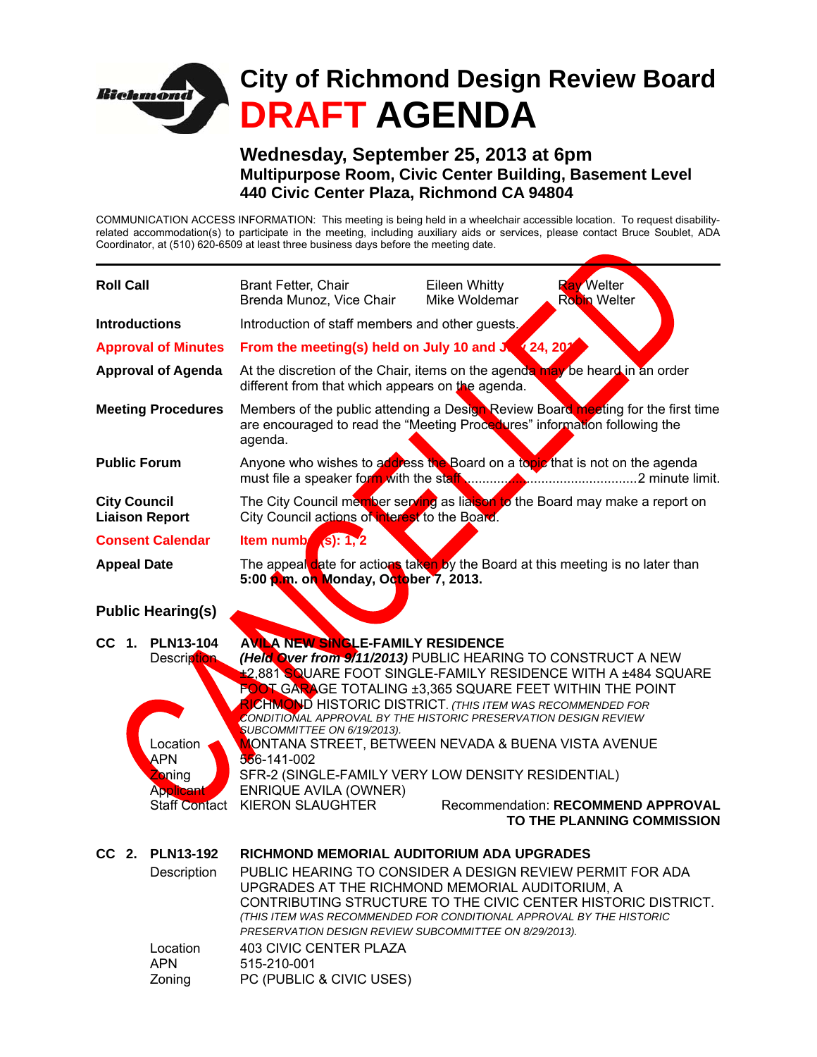# City of Richmond Design Review Board

# DRAFT AGENDA

## Wednesday, September 25, 2013 at 6pm

### Multipurpose Room, Civic Center Building, Basement Level
### 440 Civic Center Plaza, Richmond CA 94804

COMMUNICATION ACCESS INFORMATION: This meeting is being held in a wheelchair accessible location. To request disability-related accommodation(s) to participate in the meeting, including auxiliary aids or services, please contact Bruce Soublet, ADA Coordinator, at (510) 620-6509 at least three business days before the meeting date.

CANCELLED

**Roll Call**
Brant Fetter, Chair; Brenda Munoz, Vice Chair; Eileen Whitty; Mike Woldemar; Ray Welter; Robin Welter

**Introductions**
Introduction of staff members and other guests.

**Approval of Minutes**
**From the meeting(s) held on July 10 and July 24, 2013**

**Approval of Agenda**
At the discretion of the Chair, items on the agenda may be heard in an order different from that which appears on the agenda.

**Meeting Procedures**
Members of the public attending a Design Review Board meeting for the first time are encouraged to read the "Meeting Procedures" information following the agenda.

**Public Forum**
Anyone who wishes to address the Board on a topic that is not on the agenda must file a speaker form with the staff ............................................2 minute limit.

**City Council Liaison Report**
The City Council member serving as liaison to the Board may make a report on City Council actions of interest to the Board.

**Consent Calendar**
**Item number(s): 1, 2**

**Appeal Date**
The appeal date for actions taken by the Board at this meeting is no later than **5:00 p.m. on Monday, October 7, 2013.**

## Public Hearing(s)

**CC 1. PLN13-104** — **AVILA NEW SINGLE-FAMILY RESIDENCE**

- Description: ***(Held Over from 9/11/2013)*** PUBLIC HEARING TO CONSTRUCT A NEW ±2,881 SQUARE FOOT SINGLE-FAMILY RESIDENCE WITH A ±484 SQUARE FOOT GARAGE TOTALING ±3,365 SQUARE FEET WITHIN THE POINT RICHMOND HISTORIC DISTRICT. *(THIS ITEM WAS RECOMMENDED FOR CONDITIONAL APPROVAL BY THE HISTORIC PRESERVATION DESIGN REVIEW SUBCOMMITTEE ON 6/19/2013).*
- Location: MONTANA STREET, BETWEEN NEVADA & BUENA VISTA AVENUE
- APN: 556-141-002
- Zoning: SFR-2 (SINGLE-FAMILY VERY LOW DENSITY RESIDENTIAL)
- Applicant: ENRIQUE AVILA (OWNER)
- Staff Contact: KIERON SLAUGHTER
- Recommendation: **RECOMMEND APPROVAL TO THE PLANNING COMMISSION**

**CC 2. PLN13-192** — **RICHMOND MEMORIAL AUDITORIUM ADA UPGRADES**

- Description: PUBLIC HEARING TO CONSIDER A DESIGN REVIEW PERMIT FOR ADA UPGRADES AT THE RICHMOND MEMORIAL AUDITORIUM, A CONTRIBUTING STRUCTURE TO THE CIVIC CENTER HISTORIC DISTRICT. *(THIS ITEM WAS RECOMMENDED FOR CONDITIONAL APPROVAL BY THE HISTORIC PRESERVATION DESIGN REVIEW SUBCOMMITTEE ON 8/29/2013).*
- Location: 403 CIVIC CENTER PLAZA
- APN: 515-210-001
- Zoning: PC (PUBLIC & CIVIC USES)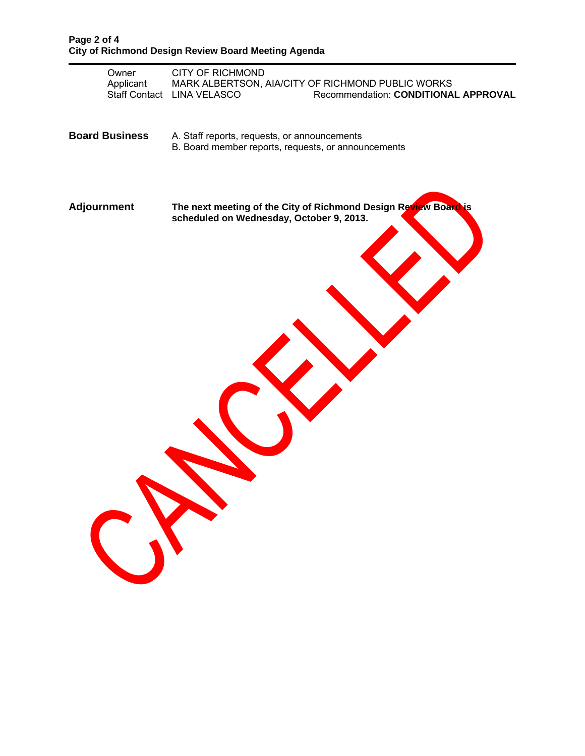| | |
|---|---|
| Owner | CITY OF RICHMOND |
| Applicant | MARK ALBERTSON, AIA/CITY OF RICHMOND PUBLIC WORKS |
| Staff Contact | LINA VELASCO — Recommendation: **CONDITIONAL APPROVAL** |

**Board Business**

A. Staff reports, requests, or announcements
B. Board member reports, requests, or announcements

**Adjournment**

**The next meeting of the City of Richmond Design Review Board is scheduled on Wednesday, October 9, 2013.**

CANCELLED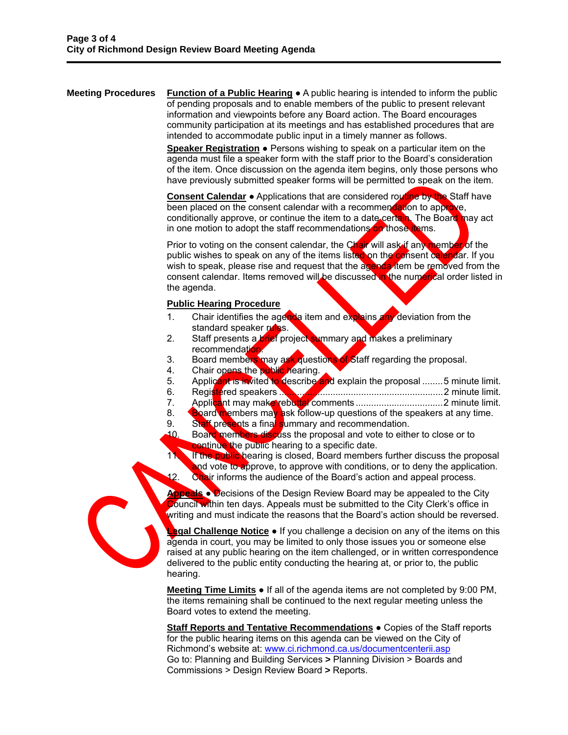**Meeting Procedures**

**Function of a Public Hearing** ● A public hearing is intended to inform the public of pending proposals and to enable members of the public to present relevant information and viewpoints before any Board action. The Board encourages community participation at its meetings and has established procedures that are intended to accommodate public input in a timely manner as follows.

**Speaker Registration** ● Persons wishing to speak on a particular item on the agenda must file a speaker form with the staff prior to the Board's consideration of the item. Once discussion on the agenda item begins, only those persons who have previously submitted speaker forms will be permitted to speak on the item.

**Consent Calendar** ● Applications that are considered routine by the Staff have been placed on the consent calendar with a recommendation to approve, conditionally approve, or continue the item to a date certain. The Board may act in one motion to adopt the staff recommendations on those items.

Prior to voting on the consent calendar, the Chair will ask if any member of the public wishes to speak on any of the items listed on the consent calendar. If you wish to speak, please rise and request that the agenda item be removed from the consent calendar. Items removed will be discussed in the numerical order listed in the agenda.

**Public Hearing Procedure**

1. Chair identifies the agenda item and explains any deviation from the standard speaker rules.
2. Staff presents a brief project summary and makes a preliminary recommendation.
3. Board members may ask questions of Staff regarding the proposal.
4. Chair opens the public hearing.
5. Applicant is invited to describe and explain the proposal ........5 minute limit.
6. Registered speakers ..................................................................2 minute limit.
7. Applicant may make rebuttal comments .................................2 minute limit.
8. Board members may ask follow-up questions of the speakers at any time.
9. Staff presents a final summary and recommendation.
10. Board members discuss the proposal and vote to either to close or to continue the public hearing to a specific date.
11. If the public hearing is closed, Board members further discuss the proposal and vote to approve, to approve with conditions, or to deny the application.
12. Chair informs the audience of the Board's action and appeal process.

**Appeals** ● Decisions of the Design Review Board may be appealed to the City Council within ten days. Appeals must be submitted to the City Clerk's office in writing and must indicate the reasons that the Board's action should be reversed.

**Legal Challenge Notice** ● If you challenge a decision on any of the items on this agenda in court, you may be limited to only those issues you or someone else raised at any public hearing on the item challenged, or in written correspondence delivered to the public entity conducting the hearing at, or prior to, the public hearing.

**Meeting Time Limits** ● If all of the agenda items are not completed by 9:00 PM, the items remaining shall be continued to the next regular meeting unless the Board votes to extend the meeting.

**Staff Reports and Tentative Recommendations** ● Copies of the Staff reports for the public hearing items on this agenda can be viewed on the City of Richmond's website at: www.ci.richmond.ca.us/documentcenterii.asp
Go to: Planning and Building Services **>** Planning Division > Boards and Commissions > Design Review Board **>** Reports.

CANCELLED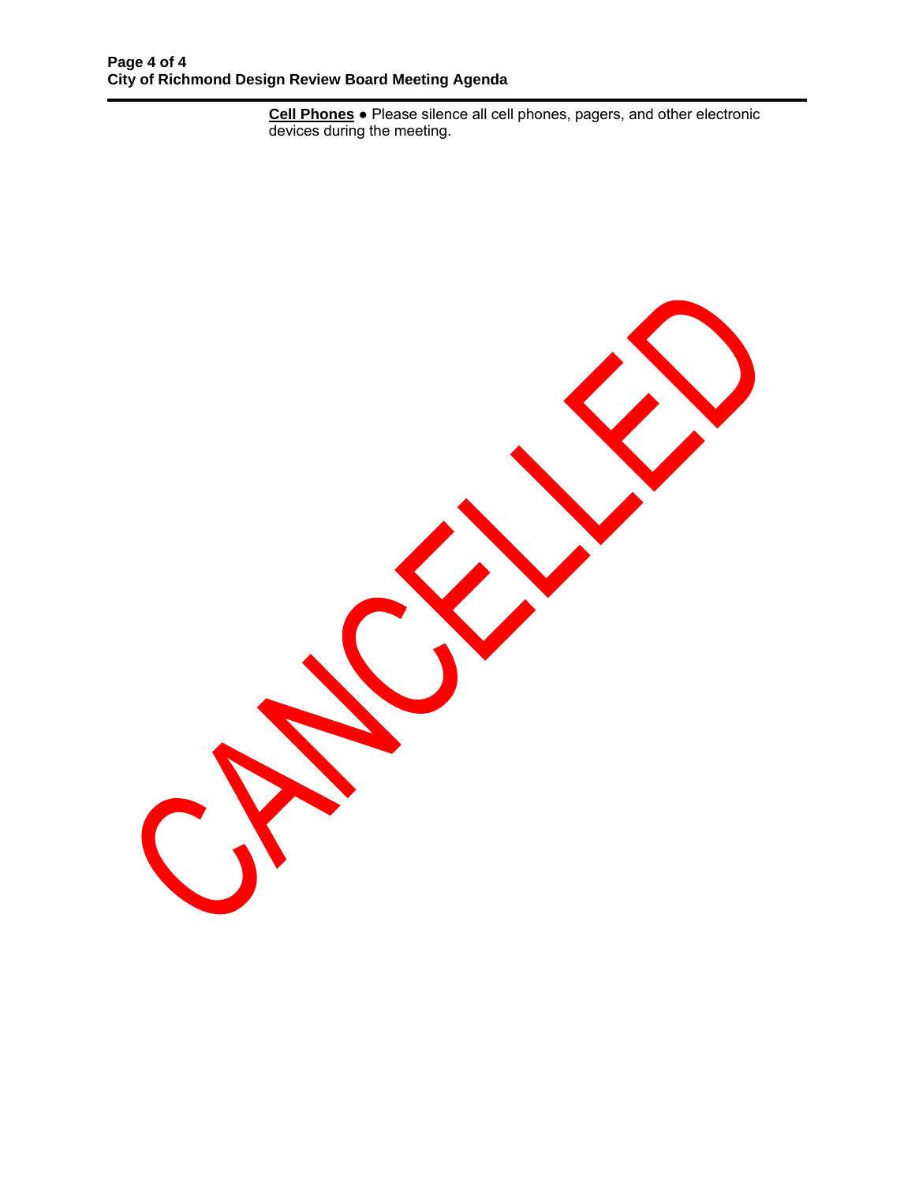**Cell Phones** ● Please silence all cell phones, pagers, and other electronic devices during the meeting.

CANCELLED